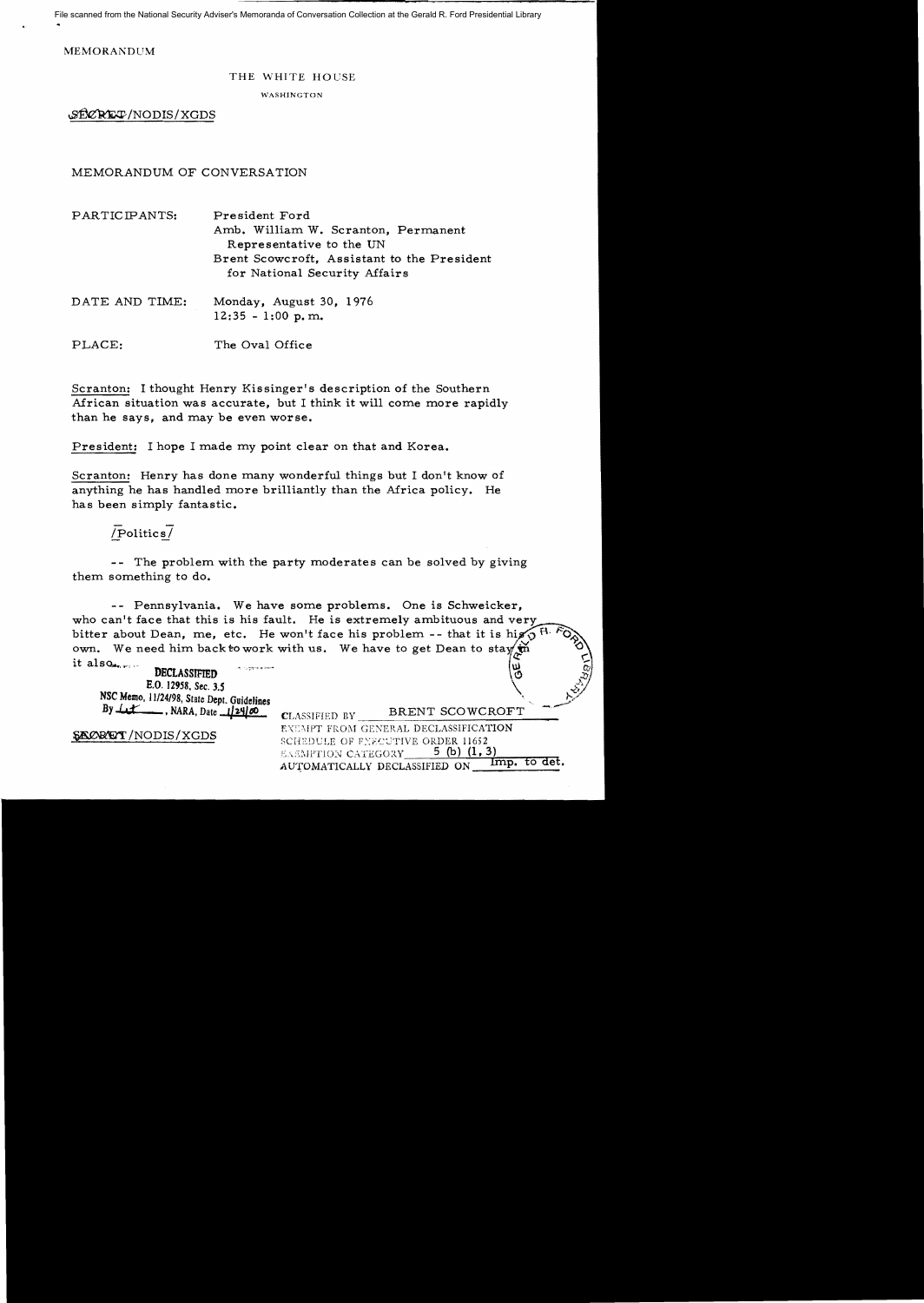File scanned from the National Security Adviser's Memoranda of Conversation Collection at the Gerald R. Ford Presidential Library

MEMORANDUM

THE WHITE HOUSE

WASHINGTON

SECRET/NODIS/XGDS

MEMORANDUM OF CONVERSATION

PARTICIPANTS: President Ford
Amb. William W. Scranton, Permanent Representative to the UN
Brent Scowcroft, Assistant to the President for National Security Affairs

DATE AND TIME: Monday, August 30, 1976
12:35 - 1:00 p.m.

PLACE: The Oval Office

Scranton: I thought Henry Kissinger's description of the Southern African situation was accurate, but I think it will come more rapidly than he says, and may be even worse.

President: I hope I made my point clear on that and Korea.

Scranton: Henry has done many wonderful things but I don't know of anything he has handled more brilliantly than the Africa policy. He has been simply fantastic.

/Politics/

-- The problem with the party moderates can be solved by giving them something to do.

-- Pennsylvania. We have some problems. One is Schweicker, who can't face that this is his fault. He is extremely ambituous and very bitter about Dean, me, etc. He won't face his problem -- that it is his own. We need him back to work with us. We have to get Dean to stay in it also.

DECLASSIFIED
E.O. 12958, Sec. 3.5
NSC Memo, 11/24/98, State Dept. Guidelines
By LT, NARA, Date 1/24/00

CLASSIFIED BY BRENT SCOWCROFT
EXEMPT FROM GENERAL DECLASSIFICATION SCHEDULE OF EXECUTIVE ORDER 11652
EXEMPTION CATEGORY 5 (b) (1, 3)
AUTOMATICALLY DECLASSIFIED ON Imp. to det.

SECRET/NODIS/XGDS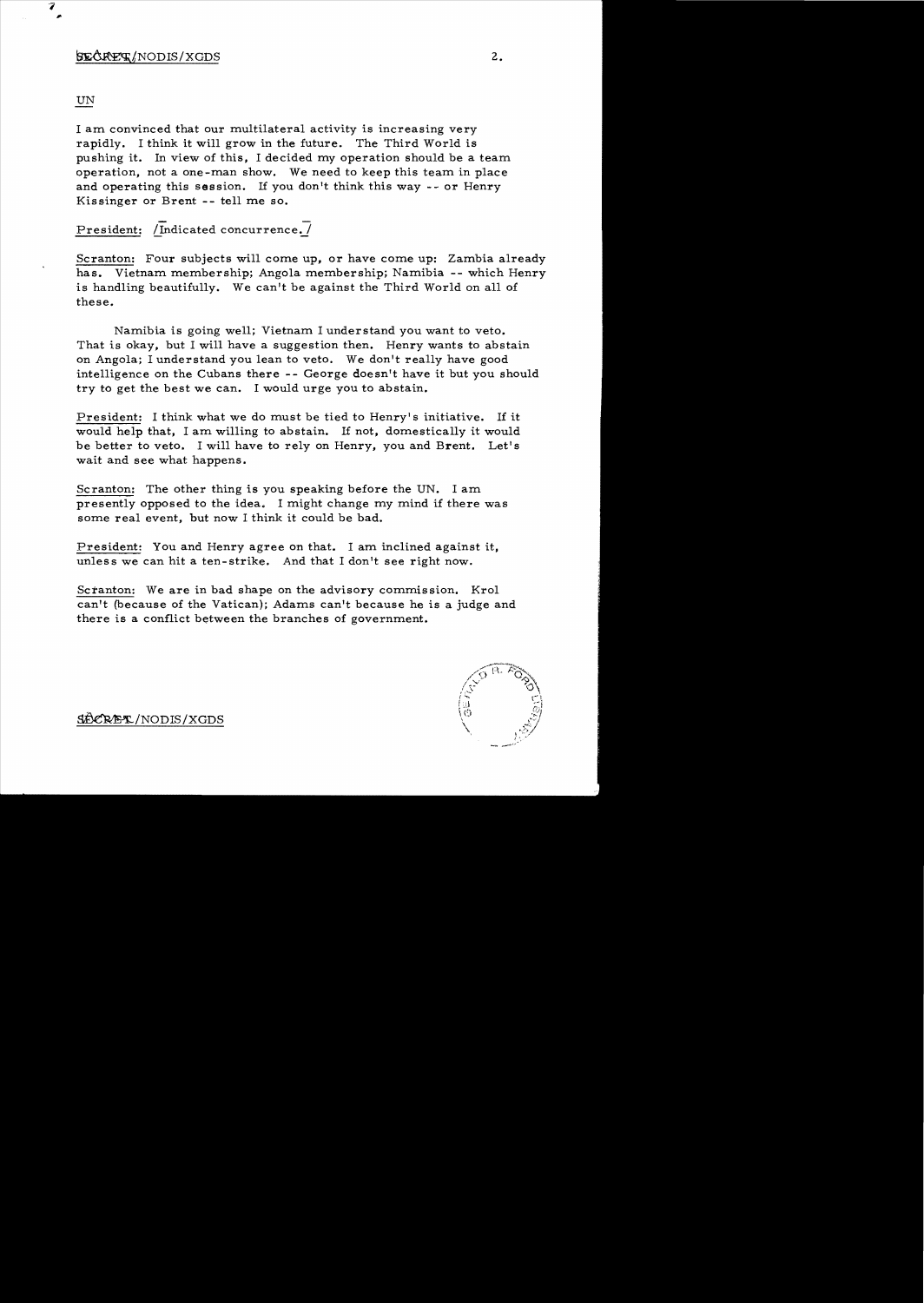UN

I am convinced that our multilateral activity is increasing very rapidly. I think it will grow in the future. The Third World is pushing it. In view of this, I decided my operation should be a team operation, not a one-man show. We need to keep this team in place and operating this session. If you don't think this way -- or Henry Kissinger or Brent -- tell me so.

President: [Indicated concurrence.]

Scranton: Four subjects will come up, or have come up: Zambia already has. Vietnam membership; Angola membership; Namibia -- which Henry is handling beautifully. We can't be against the Third World on all of these.

Namibia is going well; Vietnam I understand you want to veto. That is okay, but I will have a suggestion then. Henry wants to abstain on Angola; I understand you lean to veto. We don't really have good intelligence on the Cubans there -- George doesn't have it but you should try to get the best we can. I would urge you to abstain.

President: I think what we do must be tied to Henry's initiative. If it would help that, I am willing to abstain. If not, domestically it would be better to veto. I will have to rely on Henry, you and Brent. Let's wait and see what happens.

Scranton: The other thing is you speaking before the UN. I am presently opposed to the idea. I might change my mind if there was some real event, but now I think it could be bad.

President: You and Henry agree on that. I am inclined against it, unless we can hit a ten-strike. And that I don't see right now.

Scranton: We are in bad shape on the advisory commission. Krol can't (because of the Vatican); Adams can't because he is a judge and there is a conflict between the branches of government.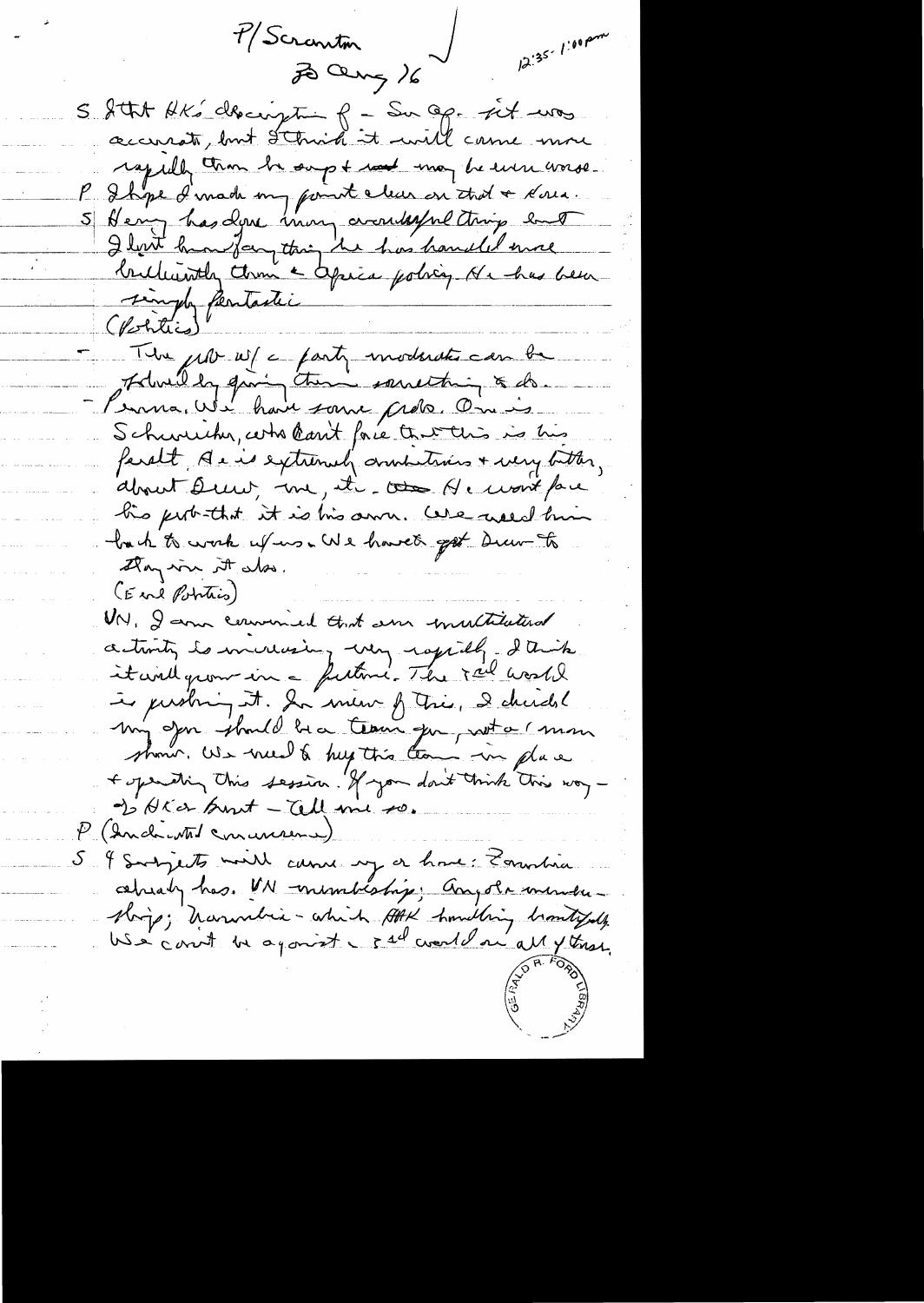P/Scranton

20 Aug 76

12:35-1:00pm

S I tht HK's description of – Sec State – it was accurate, but I think it will come more rapidly than he says & and may be even worse.

P I hope I made my point clear on that & Korea.

S Henry has done many wonderful things but I don't know of any thing he has handled more brilliantly than a Africa policy. He has been simply fantastic.

(Politics)

- The prob w/ a party moderate can be solved by giving them something to do.

- Penna. We have some probs. One is Schweiker, who can't face that this is his fault. He is extremely ambitious & very bitter, about Drew, me, etc. He won't face his prob – that it is his own. We need him back to work w/ us. We have to get Drew to stay in it also.

(End Politics)

UN. I am convinced that our multilateral activity is increasing very rapidly. I think it will grow in a future. The 3rd world is pushing it. In view of this, I decided my offer should be a team offer, not a 1 man show. We need to keep this team in place & operating this session. If you don't think this way – to HK or Brent – tell me so.

P (Indicated concurrence)

S 4 subjects will come up or have: Zambia already has. UN membership; Angola membership; Namibia – which HAK handling beautifully. We can't be against 3rd world on all of these.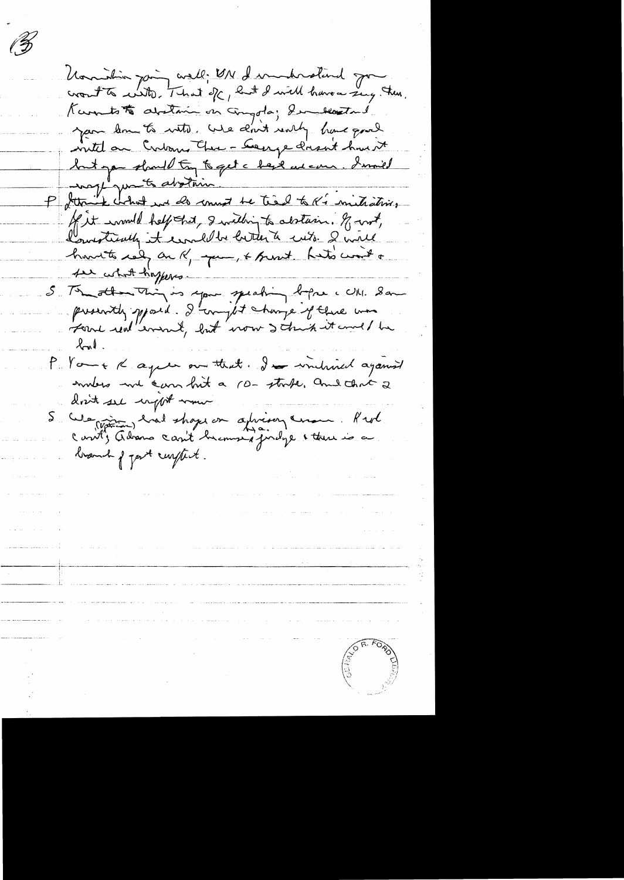B

Uruguay is going well; UN I understand you want to veto. That OK, but I will have a say then. Kaunda to abstain on Angola; I understand you have to veto. We don't really have good intel on Cuban — George doesn't have it but you should try to get a brief on one. I would urge you to abstain.

P. I think what we do must be tied to K's initiative. If it would help that, I willing to abstain. If not, domestically it would be better to veto. I will have to rely on K, you, & Brent. Let's wait & see what happens.

S. The other thing is your speaking before UN. I am presently opposed. I might change if there was some real event, but now I think it would be bad.

P. You & K agree on that. I am inclined against unless we can hit a 10-strike. And that I don't see right now.

S. We (system) had shape on advisory comm. Rich Cont; Adams can't — incumbent judge & there is a breach of past conflict.